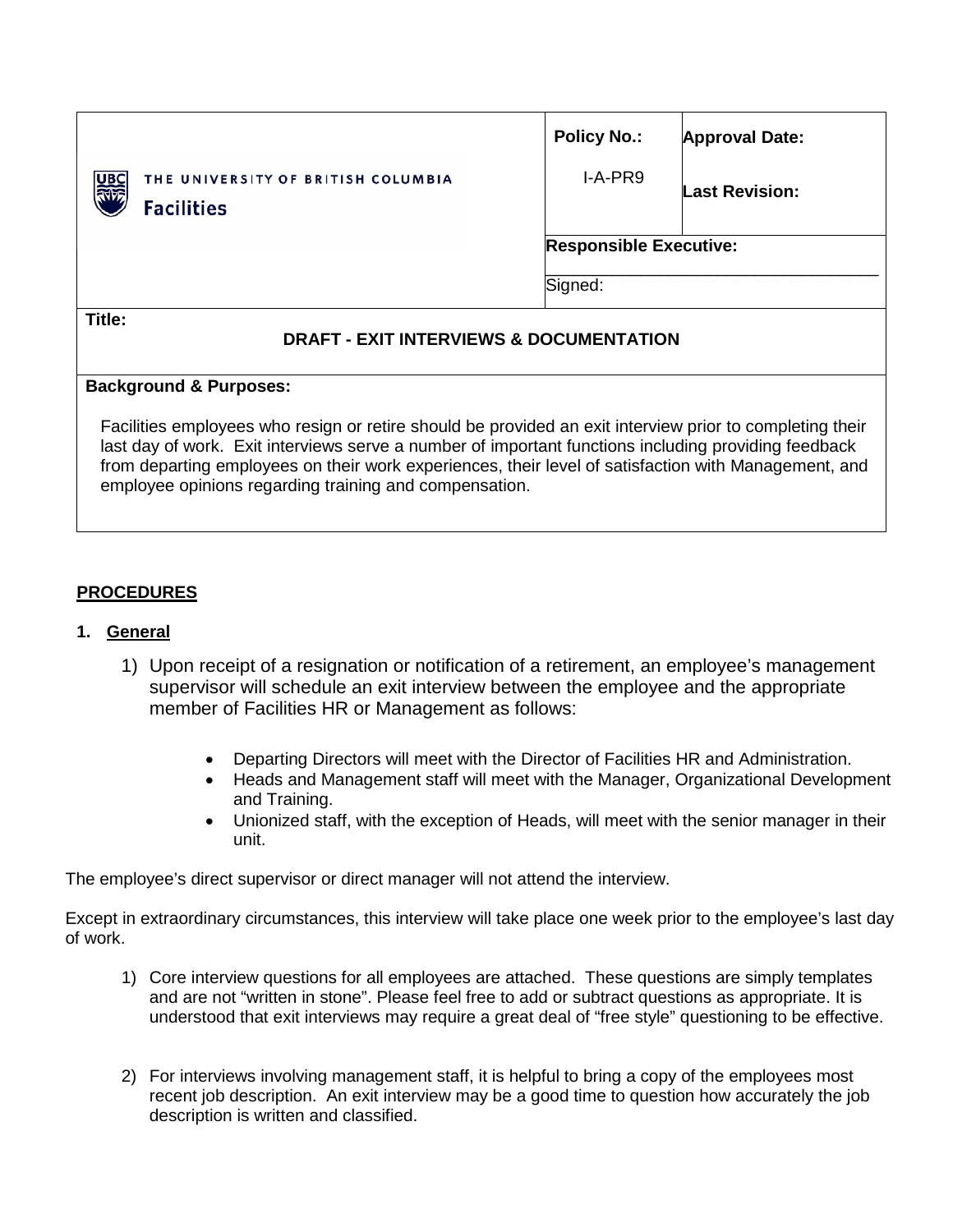| THE UNIVERSITY OF BRITISH COLUMBIA Facilities | Policy No.: I-A-PR9 | Approval Date: Last Revision: |
|---|---|---|
| | Responsible Executive: Signed: | |

**Title:**

**DRAFT - EXIT INTERVIEWS & DOCUMENTATION**

**Background & Purposes:**

Facilities employees who resign or retire should be provided an exit interview prior to completing their last day of work. Exit interviews serve a number of important functions including providing feedback from departing employees on their work experiences, their level of satisfaction with Management, and employee opinions regarding training and compensation.

## PROCEDURES

### 1. General

1) Upon receipt of a resignation or notification of a retirement, an employee's management supervisor will schedule an exit interview between the employee and the appropriate member of Facilities HR or Management as follows:

   - Departing Directors will meet with the Director of Facilities HR and Administration.
   - Heads and Management staff will meet with the Manager, Organizational Development and Training.
   - Unionized staff, with the exception of Heads, will meet with the senior manager in their unit.

The employee's direct supervisor or direct manager will not attend the interview.

Except in extraordinary circumstances, this interview will take place one week prior to the employee's last day of work.

1) Core interview questions for all employees are attached. These questions are simply templates and are not "written in stone". Please feel free to add or subtract questions as appropriate. It is understood that exit interviews may require a great deal of "free style" questioning to be effective.

2) For interviews involving management staff, it is helpful to bring a copy of the employees most recent job description. An exit interview may be a good time to question how accurately the job description is written and classified.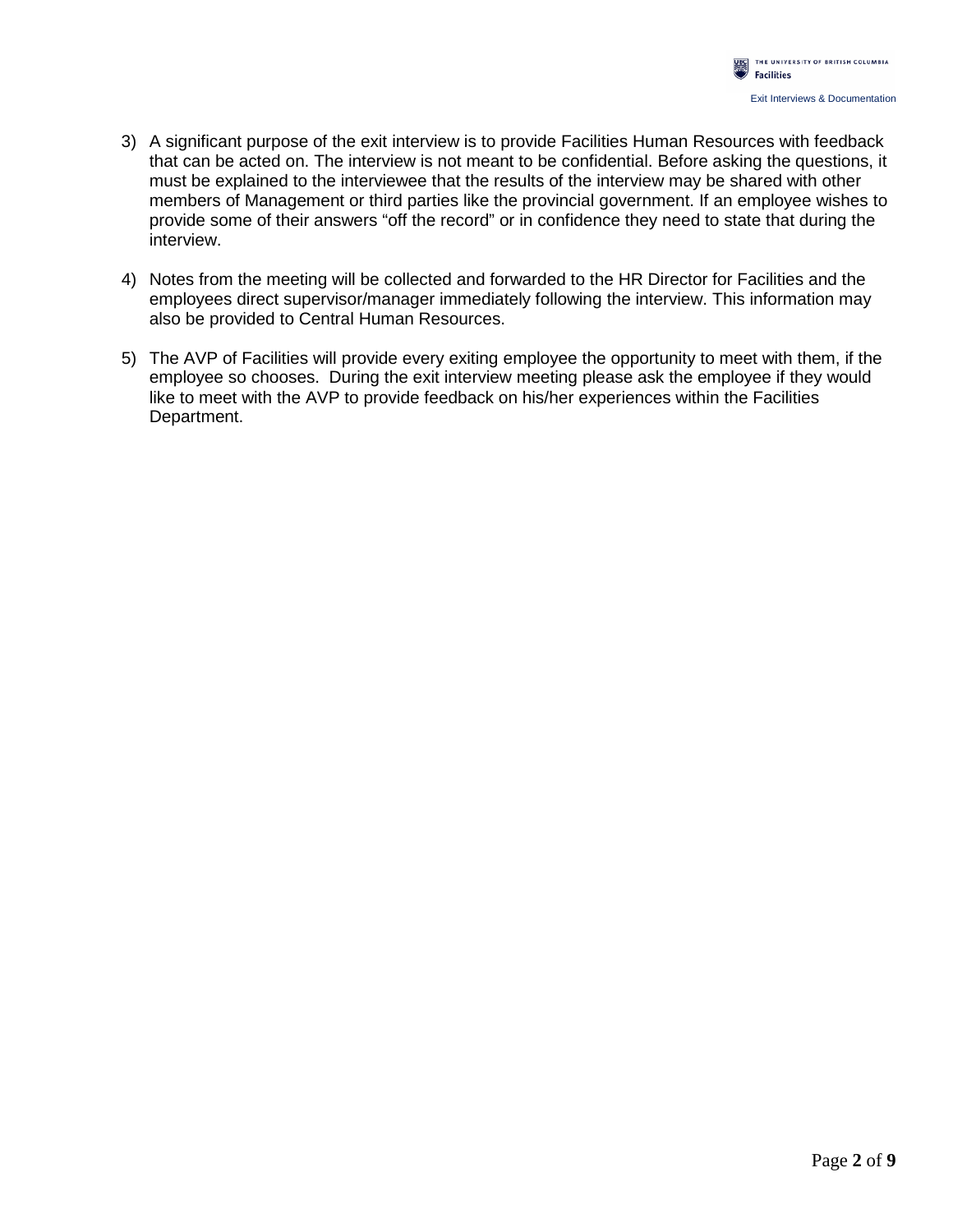3) A significant purpose of the exit interview is to provide Facilities Human Resources with feedback that can be acted on. The interview is not meant to be confidential. Before asking the questions, it must be explained to the interviewee that the results of the interview may be shared with other members of Management or third parties like the provincial government. If an employee wishes to provide some of their answers "off the record" or in confidence they need to state that during the interview.

4) Notes from the meeting will be collected and forwarded to the HR Director for Facilities and the employees direct supervisor/manager immediately following the interview. This information may also be provided to Central Human Resources.

5) The AVP of Facilities will provide every exiting employee the opportunity to meet with them, if the employee so chooses. During the exit interview meeting please ask the employee if they would like to meet with the AVP to provide feedback on his/her experiences within the Facilities Department.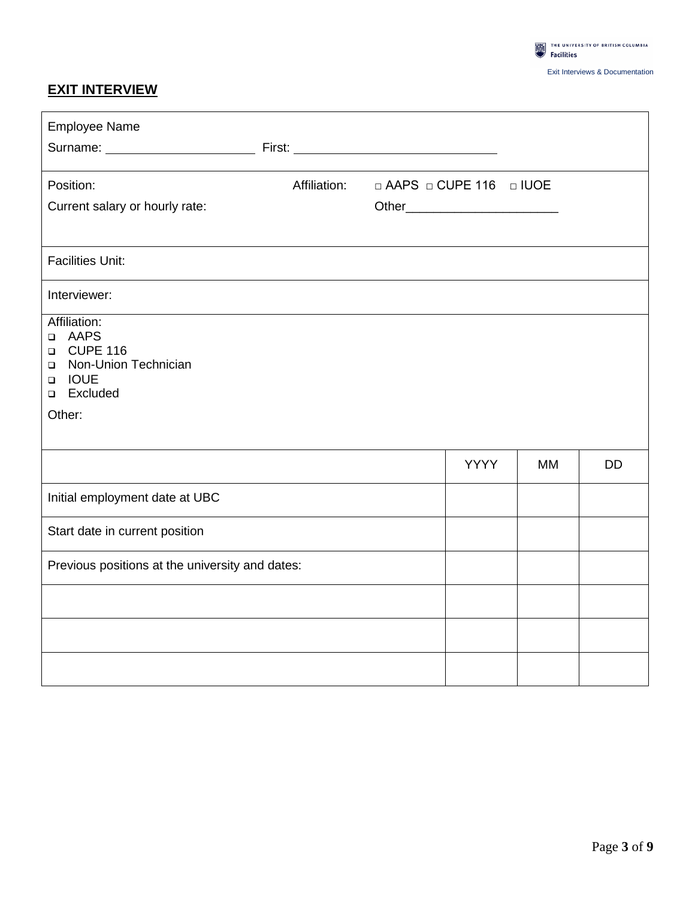## EXIT INTERVIEW

Employee Name

Surname: ______________________ First: ______________________________

Position: Affiliation: □ AAPS □ CUPE 116 □ IUOE

Current salary or hourly rate: Other______________________

Facilities Unit:

Interviewer:

Affiliation:

- ❑ AAPS
- ❑ CUPE 116
- ❑ Non-Union Technician
- ❑ IOUE
- ❑ Excluded

Other:

| | YYYY | MM | DD |
|---|---|---|---|
| Initial employment date at UBC | | | |
| Start date in current position | | | |
| Previous positions at the university and dates: | | | |
| | | | |
| | | | |
| | | | |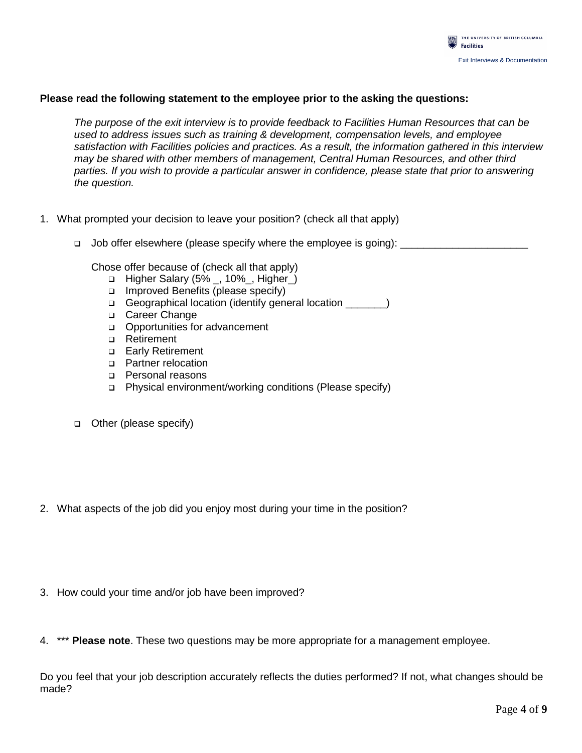**Please read the following statement to the employee prior to the asking the questions:**

> *The purpose of the exit interview is to provide feedback to Facilities Human Resources that can be used to address issues such as training & development, compensation levels, and employee satisfaction with Facilities policies and practices. As a result, the information gathered in this interview may be shared with other members of management, Central Human Resources, and other third parties. If you wish to provide a particular answer in confidence, please state that prior to answering the question.*

1. What prompted your decision to leave your position? (check all that apply)

   - ❑ Job offer elsewhere (please specify where the employee is going): ______________________

     Chose offer because of (check all that apply)
     - ❑ Higher Salary (5% _, 10%_, Higher_)
     - ❑ Improved Benefits (please specify)
     - ❑ Geographical location (identify general location _______)
     - ❑ Career Change
     - ❑ Opportunities for advancement
     - ❑ Retirement
     - ❑ Early Retirement
     - ❑ Partner relocation
     - ❑ Personal reasons
     - ❑ Physical environment/working conditions (Please specify)

   - ❑ Other (please specify)

2. What aspects of the job did you enjoy most during your time in the position?

3. How could your time and/or job have been improved?

4. *** **Please note**. These two questions may be more appropriate for a management employee.

Do you feel that your job description accurately reflects the duties performed? If not, what changes should be made?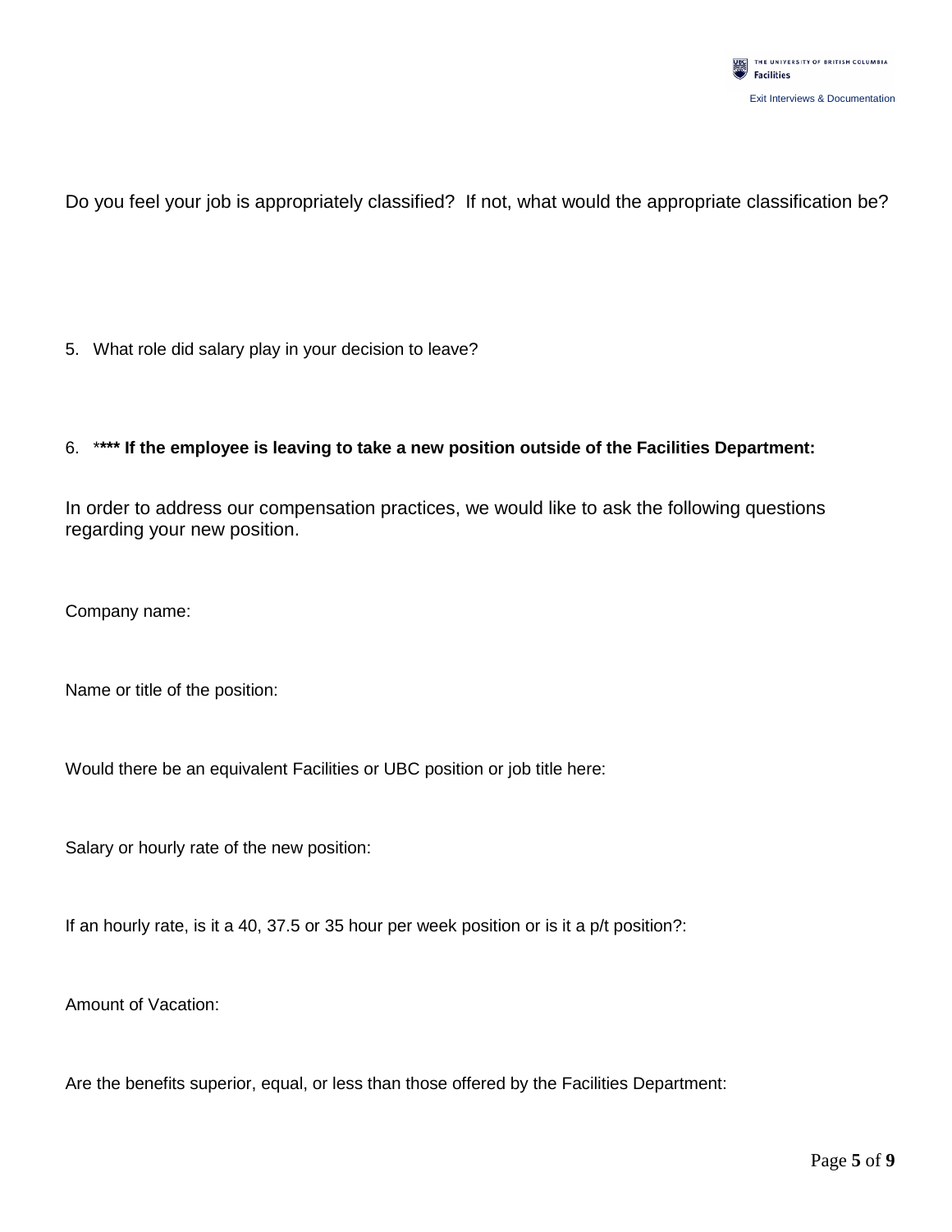Do you feel your job is appropriately classified? If not, what would the appropriate classification be?

5. What role did salary play in your decision to leave?

6. ***** If the employee is leaving to take a new position outside of the Facilities Department:**

In order to address our compensation practices, we would like to ask the following questions regarding your new position.

Company name:

Name or title of the position:

Would there be an equivalent Facilities or UBC position or job title here:

Salary or hourly rate of the new position:

If an hourly rate, is it a 40, 37.5 or 35 hour per week position or is it a p/t position?:

Amount of Vacation:

Are the benefits superior, equal, or less than those offered by the Facilities Department: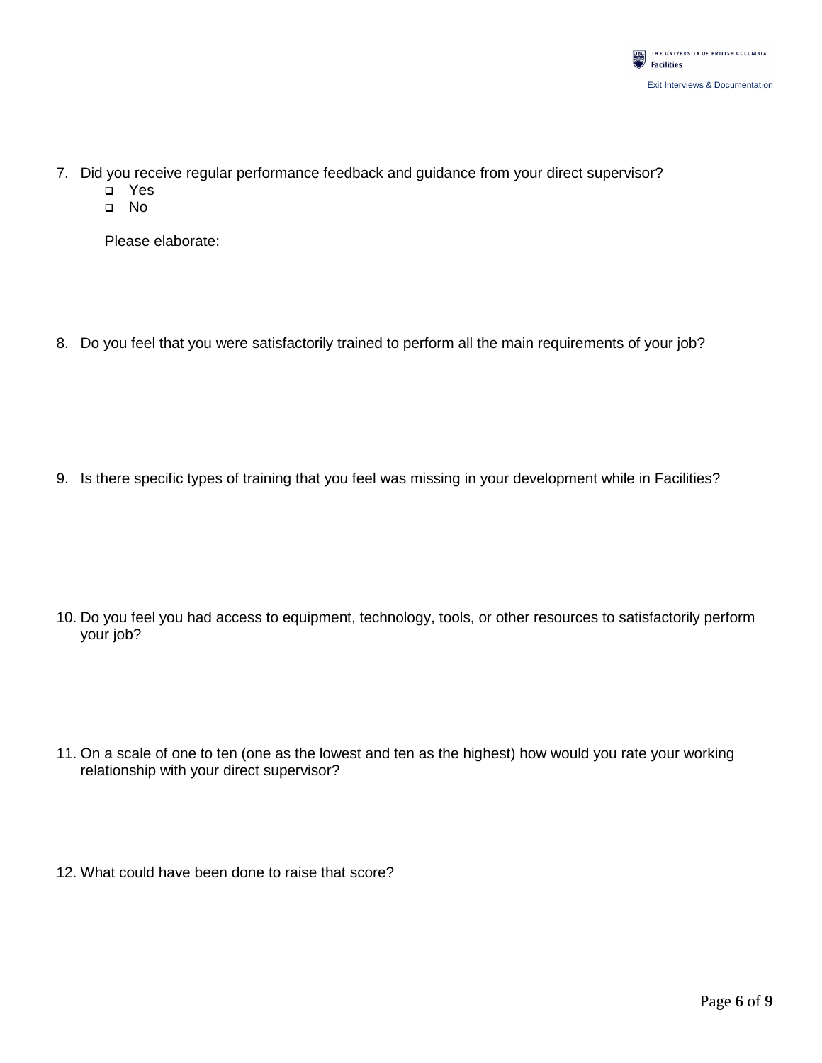7. Did you receive regular performance feedback and guidance from your direct supervisor?
   - ❑ Yes
   - ❑ No

   Please elaborate:

8. Do you feel that you were satisfactorily trained to perform all the main requirements of your job?

9. Is there specific types of training that you feel was missing in your development while in Facilities?

10. Do you feel you had access to equipment, technology, tools, or other resources to satisfactorily perform your job?

11. On a scale of one to ten (one as the lowest and ten as the highest) how would you rate your working relationship with your direct supervisor?

12. What could have been done to raise that score?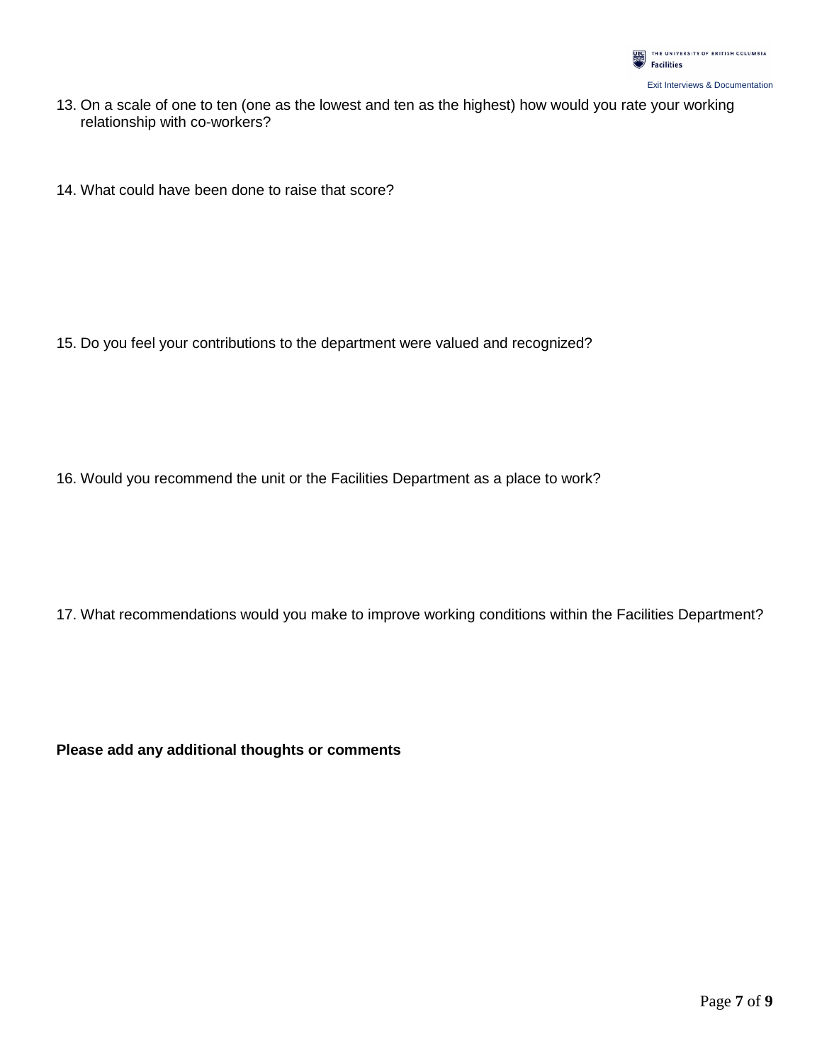13. On a scale of one to ten (one as the lowest and ten as the highest) how would you rate your working relationship with co-workers?

14. What could have been done to raise that score?

15. Do you feel your contributions to the department were valued and recognized?

16. Would you recommend the unit or the Facilities Department as a place to work?

17. What recommendations would you make to improve working conditions within the Facilities Department?

**Please add any additional thoughts or comments**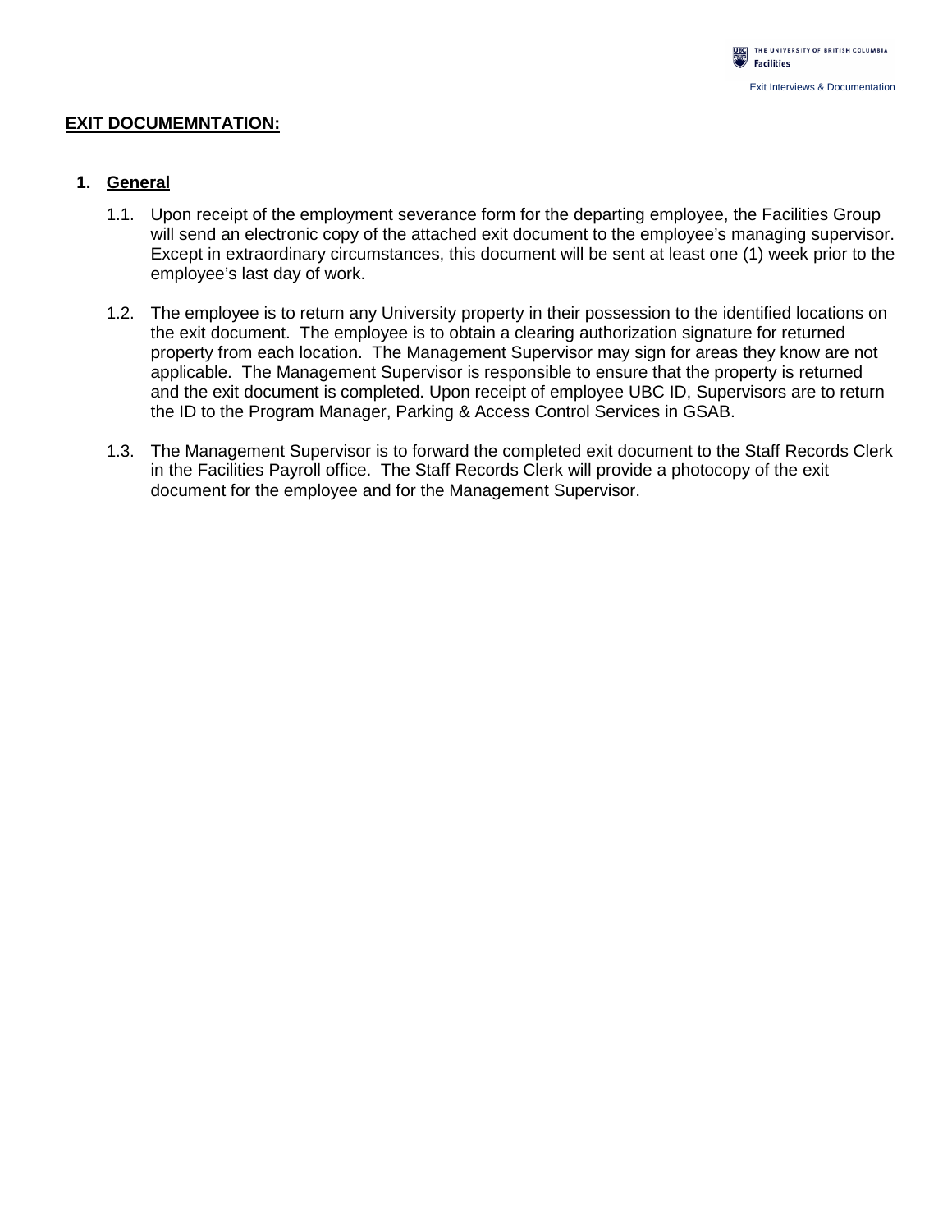**EXIT DOCUMEMNTATION:**

## 1. General

1.1. Upon receipt of the employment severance form for the departing employee, the Facilities Group will send an electronic copy of the attached exit document to the employee's managing supervisor. Except in extraordinary circumstances, this document will be sent at least one (1) week prior to the employee's last day of work.

1.2. The employee is to return any University property in their possession to the identified locations on the exit document. The employee is to obtain a clearing authorization signature for returned property from each location. The Management Supervisor may sign for areas they know are not applicable. The Management Supervisor is responsible to ensure that the property is returned and the exit document is completed. Upon receipt of employee UBC ID, Supervisors are to return the ID to the Program Manager, Parking & Access Control Services in GSAB.

1.3. The Management Supervisor is to forward the completed exit document to the Staff Records Clerk in the Facilities Payroll office. The Staff Records Clerk will provide a photocopy of the exit document for the employee and for the Management Supervisor.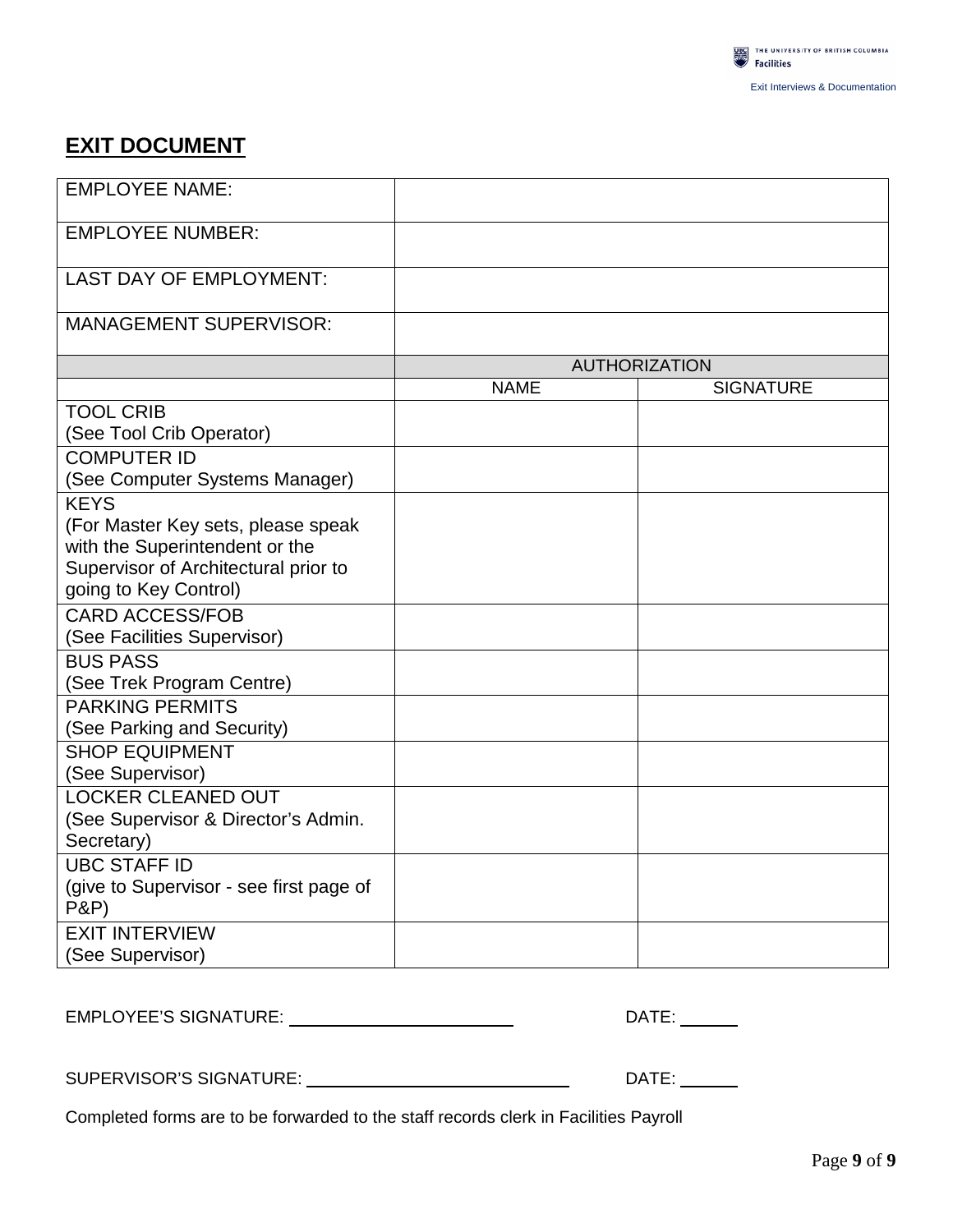## **EXIT DOCUMENT**

| | | |
|---|---|---|
| EMPLOYEE NAME: | | |
| EMPLOYEE NUMBER: | | |
| LAST DAY OF EMPLOYMENT: | | |
| MANAGEMENT SUPERVISOR: | | |
| | AUTHORIZATION | |
| | NAME | SIGNATURE |
| TOOL CRIB (See Tool Crib Operator) | | |
| COMPUTER ID (See Computer Systems Manager) | | |
| KEYS (For Master Key sets, please speak with the Superintendent or the Supervisor of Architectural prior to going to Key Control) | | |
| CARD ACCESS/FOB (See Facilities Supervisor) | | |
| BUS PASS (See Trek Program Centre) | | |
| PARKING PERMITS (See Parking and Security) | | |
| SHOP EQUIPMENT (See Supervisor) | | |
| LOCKER CLEANED OUT (See Supervisor & Director's Admin. Secretary) | | |
| UBC STAFF ID (give to Supervisor - see first page of P&P) | | |
| EXIT INTERVIEW (See Supervisor) | | |

EMPLOYEE'S SIGNATURE: ________________________ DATE: ______

SUPERVISOR'S SIGNATURE: ____________________________ DATE: ______

Completed forms are to be forwarded to the staff records clerk in Facilities Payroll